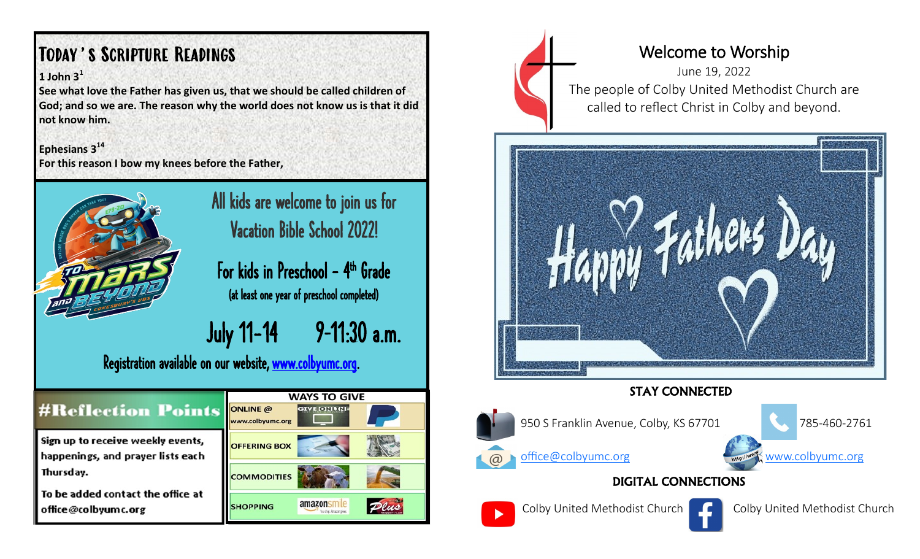## Today's Scripture Readings

**1 John 3[1]**
**See what love the Father has given us, that we should be called children of God; and so we are. The reason why the world does not know us is that it did not know him.**

**Ephesians 3[14]**
**For this reason I bow my knees before the Father,**

All kids are welcome to join us for Vacation Bible School 2022!

For kids in Preschool – 4th Grade
(at least one year of preschool completed)

July 11-14 9-11:30 a.m.

Registration available on our website, www.colbyumc.org.

## #Reflection Points

Sign up to receive weekly events, happenings, and prayer lists each Thursday.

To be added contact the office at office@colbyumc.org

## WAYS TO GIVE

| | |
|---|---|
| ONLINE @ www.colbyumc.org | GIVE ONLINE, PayPal |
| OFFERING BOX | |
| COMMODITIES | |
| SHOPPING | amazonsmile, Plus |

# Welcome to Worship

June 19, 2022

The people of Colby United Methodist Church are called to reflect Christ in Colby and beyond.

Happy Fathers Day

## STAY CONNECTED

950 S Franklin Avenue, Colby, KS 67701

785-460-2761

office@colbyumc.org

www.colbyumc.org

## DIGITAL CONNECTIONS

YouTube: Colby United Methodist Church

Facebook: Colby United Methodist Church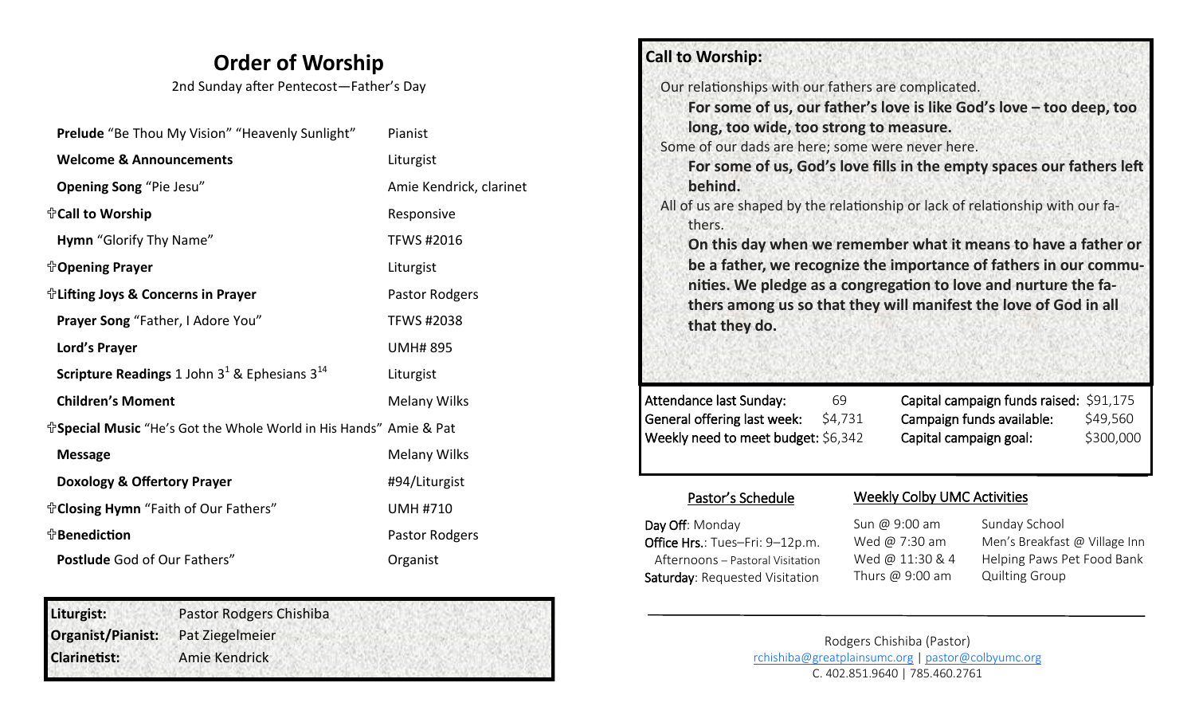# Order of Worship

2nd Sunday after Pentecost—Father's Day

| | |
|---|---|
| **Prelude** "Be Thou My Vision" "Heavenly Sunlight" | Pianist |
| **Welcome & Announcements** | Liturgist |
| **Opening Song** "Pie Jesu" | Amie Kendrick, clarinet |
| ✞**Call to Worship** | Responsive |
| **Hymn** "Glorify Thy Name" | TFWS #2016 |
| ✞**Opening Prayer** | Liturgist |
| ✞**Lifting Joys & Concerns in Prayer** | Pastor Rodgers |
| **Prayer Song** "Father, I Adore You" | TFWS #2038 |
| **Lord's Prayer** | UMH# 895 |
| **Scripture Readings** 1 John 3[1] & Ephesians 3[14] | Liturgist |
| **Children's Moment** | Melany Wilks |
| ✞**Special Music** "He's Got the Whole World in His Hands" | Amie & Pat |
| **Message** | Melany Wilks |
| **Doxology & Offertory Prayer** | #94/Liturgist |
| ✞**Closing Hymn** "Faith of Our Fathers" | UMH #710 |
| ✞**Benediction** | Pastor Rodgers |
| **Postlude** God of Our Fathers" | Organist |

| | |
|---|---|
| **Liturgist:** | Pastor Rodgers Chishiba |
| **Organist/Pianist:** | Pat Ziegelmeier |
| **Clarinetist:** | Amie Kendrick |

## Call to Worship:

Our relationships with our fathers are complicated.

**For some of us, our father's love is like God's love – too deep, too long, too wide, too strong to measure.**

Some of our dads are here; some were never here.

**For some of us, God's love fills in the empty spaces our fathers left behind.**

All of us are shaped by the relationship or lack of relationship with our fathers.

**On this day when we remember what it means to have a father or be a father, we recognize the importance of fathers in our communities. We pledge as a congregation to love and nurture the fathers among us so that they will manifest the love of God in all that they do.**

| | | | |
|---|---|---|---|
| Attendance last Sunday: | 69 | Capital campaign funds raised: | $91,175 |
| General offering last week: | $4,731 | Campaign funds available: | $49,560 |
| Weekly need to meet budget: | $6,342 | Capital campaign goal: | $300,000 |

### Pastor's Schedule

Day Off: Monday
Office Hrs.: Tues–Fri: 9–12p.m.
Afternoons – Pastoral Visitation
Saturday: Requested Visitation

### Weekly Colby UMC Activities

| | |
|---|---|
| Sun @ 9:00 am | Sunday School |
| Wed @ 7:30 am | Men's Breakfast @ Village Inn |
| Wed @ 11:30 & 4 | Helping Paws Pet Food Bank |
| Thurs @ 9:00 am | Quilting Group |

Rodgers Chishiba (Pastor)
rchishiba@greatplainsumc.org | pastor@colbyumc.org
C. 402.851.9640 | 785.460.2761